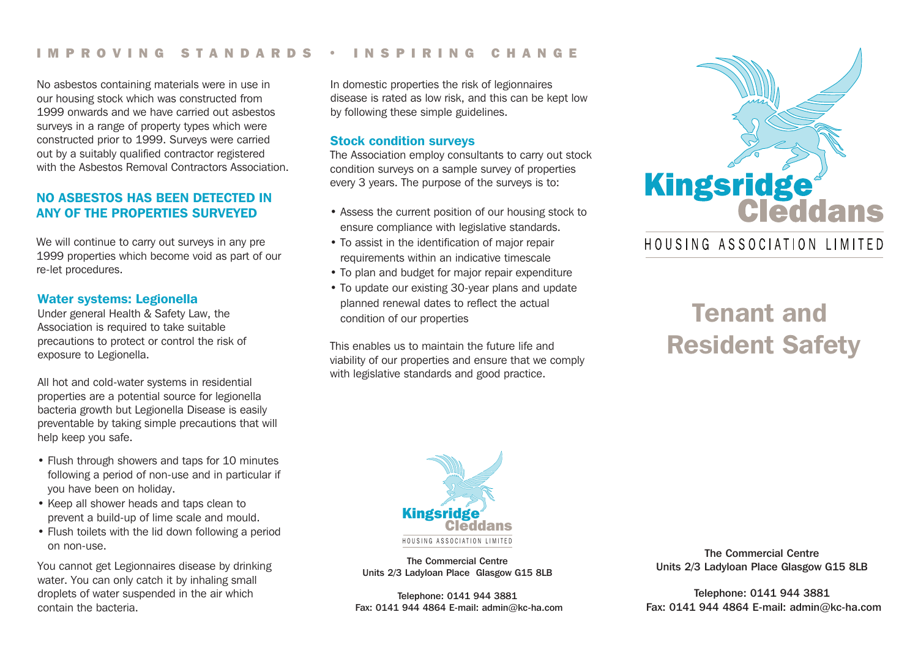IMPROVING STANDARDS • INSPIRING CHANGE

No asbestos containing materials were in use in our housing stock which was constructed from 1999 onwards and we have carried out asbestos surveys in a range of property types which were constructed prior to 1999. Surveys were carried out by a suitably qualified contractor registered with the Asbestos Removal Contractors Association.

**NO ASBESTOS HAS BEEN DETECTED IN ANY OF THE PROPERTIES SURVEYED**

We will continue to carry out surveys in any pre 1999 properties which become void as part of our re-let procedures.

### Water systems: Legionella

Under general Health & Safety Law, the Association is required to take suitable precautions to protect or control the risk of exposure to Legionella.

All hot and cold-water systems in residential properties are a potential source for legionella bacteria growth but Legionella Disease is easily preventable by taking simple precautions that will help keep you safe.

- Flush through showers and taps for 10 minutes following a period of non-use and in particular if you have been on holiday.
- Keep all shower heads and taps clean to prevent a build-up of lime scale and mould.
- Flush toilets with the lid down following a period on non-use.

You cannot get Legionnaires disease by drinking water. You can only catch it by inhaling small droplets of water suspended in the air which contain the bacteria.

In domestic properties the risk of legionnaires disease is rated as low risk, and this can be kept low by following these simple guidelines.

### Stock condition surveys

The Association employ consultants to carry out stock condition surveys on a sample survey of properties every 3 years. The purpose of the surveys is to:

- Assess the current position of our housing stock to ensure compliance with legislative standards.
- To assist in the identification of major repair requirements within an indicative timescale
- To plan and budget for major repair expenditure
- To update our existing 30-year plans and update planned renewal dates to reflect the actual condition of our properties

This enables us to maintain the future life and viability of our properties and ensure that we comply with legislative standards and good practice.

Kingsridge Cleddans
HOUSING ASSOCIATION LIMITED

The Commercial Centre
Units 2/3 Ladyloan Place Glasgow G15 8LB

Telephone: 0141 944 3881
Fax: 0141 944 4864 E-mail: admin@kc-ha.com

Kingsridge Cleddans
HOUSING ASSOCIATION LIMITED

# Tenant and Resident Safety

The Commercial Centre
Units 2/3 Ladyloan Place Glasgow G15 8LB

Telephone: 0141 944 3881
Fax: 0141 944 4864 E-mail: admin@kc-ha.com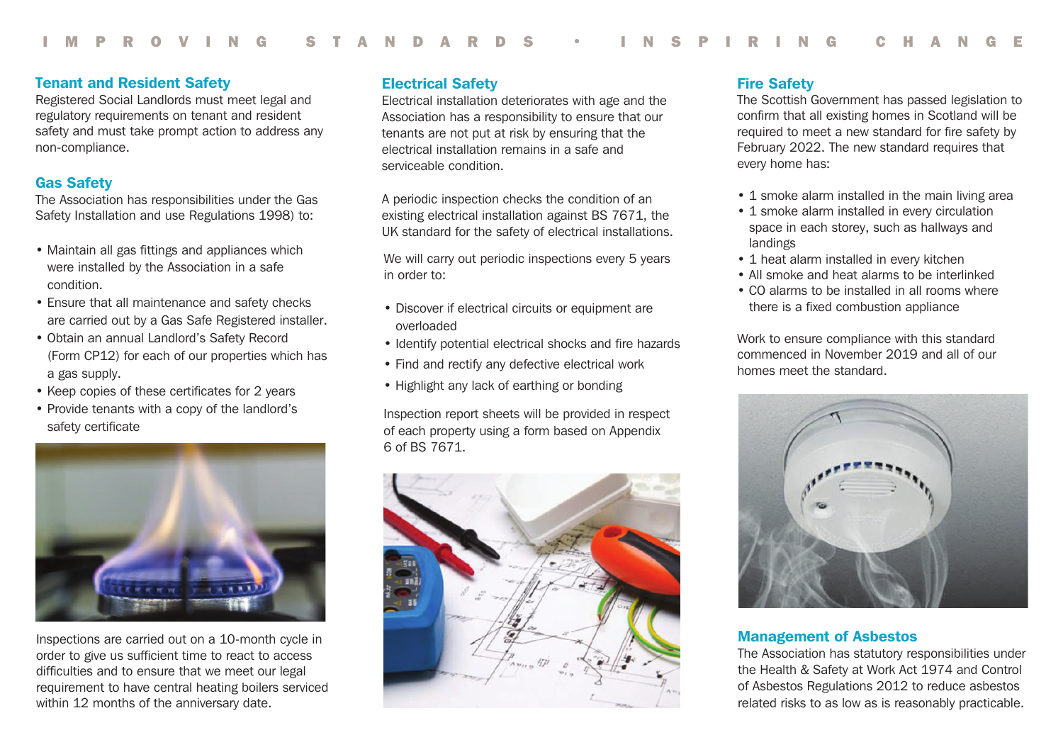## Tenant and Resident Safety

Registered Social Landlords must meet legal and regulatory requirements on tenant and resident safety and must take prompt action to address any non-compliance.

## Gas Safety

The Association has responsibilities under the Gas Safety Installation and use Regulations 1998) to:

- Maintain all gas fittings and appliances which were installed by the Association in a safe condition.
- Ensure that all maintenance and safety checks are carried out by a Gas Safe Registered installer.
- Obtain an annual Landlord's Safety Record (Form CP12) for each of our properties which has a gas supply.
- Keep copies of these certificates for 2 years
- Provide tenants with a copy of the landlord's safety certificate

Inspections are carried out on a 10-month cycle in order to give us sufficient time to react to access difficulties and to ensure that we meet our legal requirement to have central heating boilers serviced within 12 months of the anniversary date.

## Electrical Safety

Electrical installation deteriorates with age and the Association has a responsibility to ensure that our tenants are not put at risk by ensuring that the electrical installation remains in a safe and serviceable condition.

A periodic inspection checks the condition of an existing electrical installation against BS 7671, the UK standard for the safety of electrical installations.

We will carry out periodic inspections every 5 years in order to:

- Discover if electrical circuits or equipment are overloaded
- Identify potential electrical shocks and fire hazards
- Find and rectify any defective electrical work
- Highlight any lack of earthing or bonding

Inspection report sheets will be provided in respect of each property using a form based on Appendix 6 of BS 7671.

## Fire Safety

The Scottish Government has passed legislation to confirm that all existing homes in Scotland will be required to meet a new standard for fire safety by February 2022. The new standard requires that every home has:

- 1 smoke alarm installed in the main living area
- 1 smoke alarm installed in every circulation space in each storey, such as hallways and landings
- 1 heat alarm installed in every kitchen
- All smoke and heat alarms to be interlinked
- CO alarms to be installed in all rooms where there is a fixed combustion appliance

Work to ensure compliance with this standard commenced in November 2019 and all of our homes meet the standard.

## Management of Asbestos

The Association has statutory responsibilities under the Health & Safety at Work Act 1974 and Control of Asbestos Regulations 2012 to reduce asbestos related risks to as low as is reasonably practicable.